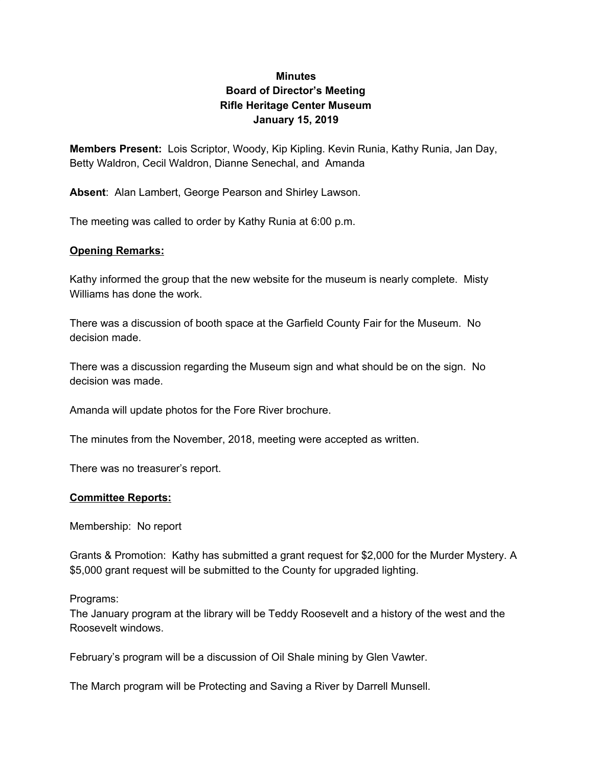**Minutes**
**Board of Director's Meeting**
**Rifle Heritage Center Museum**
**January 15, 2019**

**Members Present:** Lois Scriptor, Woody, Kip Kipling. Kevin Runia, Kathy Runia, Jan Day, Betty Waldron, Cecil Waldron, Dianne Senechal, and Amanda

**Absent**: Alan Lambert, George Pearson and Shirley Lawson.

The meeting was called to order by Kathy Runia at 6:00 p.m.

**Opening Remarks:**

Kathy informed the group that the new website for the museum is nearly complete. Misty Williams has done the work.

There was a discussion of booth space at the Garfield County Fair for the Museum. No decision made.

There was a discussion regarding the Museum sign and what should be on the sign. No decision was made.

Amanda will update photos for the Fore River brochure.

The minutes from the November, 2018, meeting were accepted as written.

There was no treasurer's report.

**Committee Reports:**

Membership: No report

Grants & Promotion: Kathy has submitted a grant request for $2,000 for the Murder Mystery. A $5,000 grant request will be submitted to the County for upgraded lighting.

Programs:
The January program at the library will be Teddy Roosevelt and a history of the west and the Roosevelt windows.

February's program will be a discussion of Oil Shale mining by Glen Vawter.

The March program will be Protecting and Saving a River by Darrell Munsell.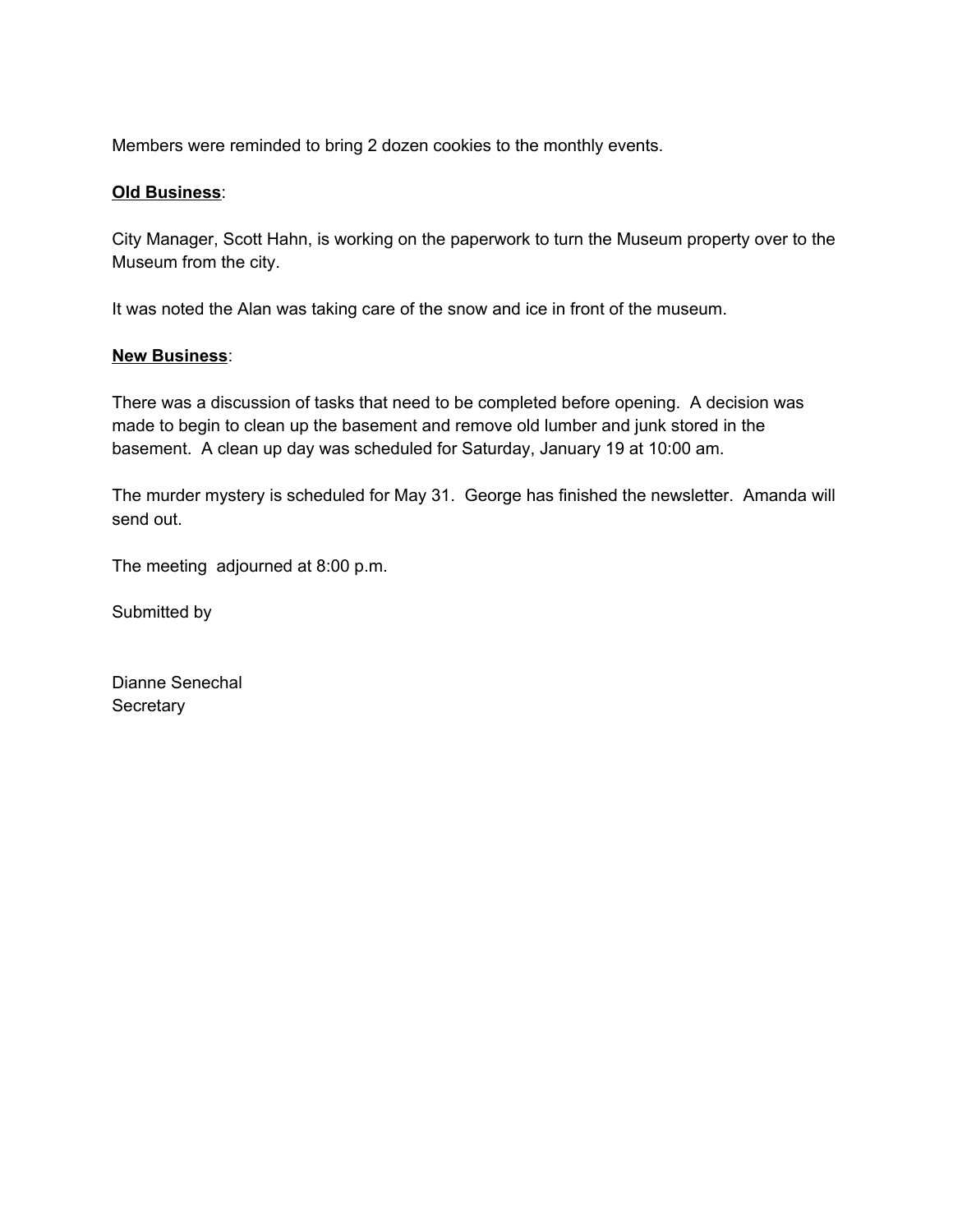Members were reminded to bring 2 dozen cookies to the monthly events.

**<u>Old Business</u>**:

City Manager, Scott Hahn, is working on the paperwork to turn the Museum property over to the Museum from the city.

It was noted the Alan was taking care of the snow and ice in front of the museum.

**<u>New Business</u>**:

There was a discussion of tasks that need to be completed before opening. A decision was made to begin to clean up the basement and remove old lumber and junk stored in the basement. A clean up day was scheduled for Saturday, January 19 at 10:00 am.

The murder mystery is scheduled for May 31. George has finished the newsletter. Amanda will send out.

The meeting adjourned at 8:00 p.m.

Submitted by

Dianne Senechal
Secretary